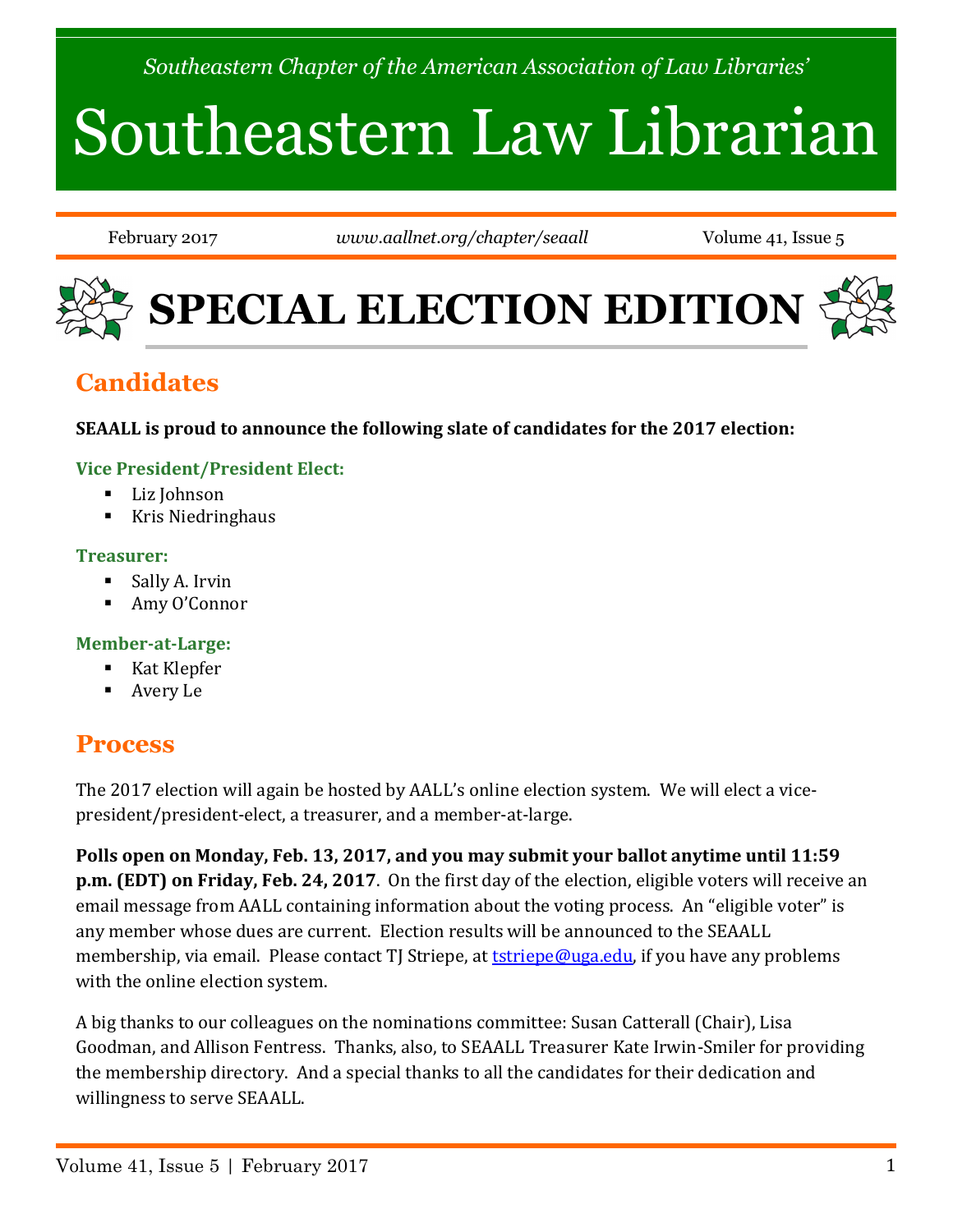*Southeastern Chapter of the American Association of Law Libraries'*

# Southeastern Law Librarian

February 2017 | *www.aallnet.org/chapter/seaall* | Volume 41, Issue 5

# SPECIAL ELECTION EDITION

## Candidates

**SEAALL is proud to announce the following slate of candidates for the 2017 election:**

### Vice President/President Elect:

- Liz Johnson
- Kris Niedringhaus

### Treasurer:

- Sally A. Irvin
- Amy O'Connor

### Member-at-Large:

- Kat Klepfer
- Avery Le

## Process

The 2017 election will again be hosted by AALL's online election system. We will elect a vice-president/president-elect, a treasurer, and a member-at-large.

**Polls open on Monday, Feb. 13, 2017, and you may submit your ballot anytime until 11:59 p.m. (EDT) on Friday, Feb. 24, 2017**. On the first day of the election, eligible voters will receive an email message from AALL containing information about the voting process. An "eligible voter" is any member whose dues are current. Election results will be announced to the SEAALL membership, via email. Please contact TJ Striepe, at tstriepe@uga.edu, if you have any problems with the online election system.

A big thanks to our colleagues on the nominations committee: Susan Catterall (Chair), Lisa Goodman, and Allison Fentress. Thanks, also, to SEAALL Treasurer Kate Irwin-Smiler for providing the membership directory. And a special thanks to all the candidates for their dedication and willingness to serve SEAALL.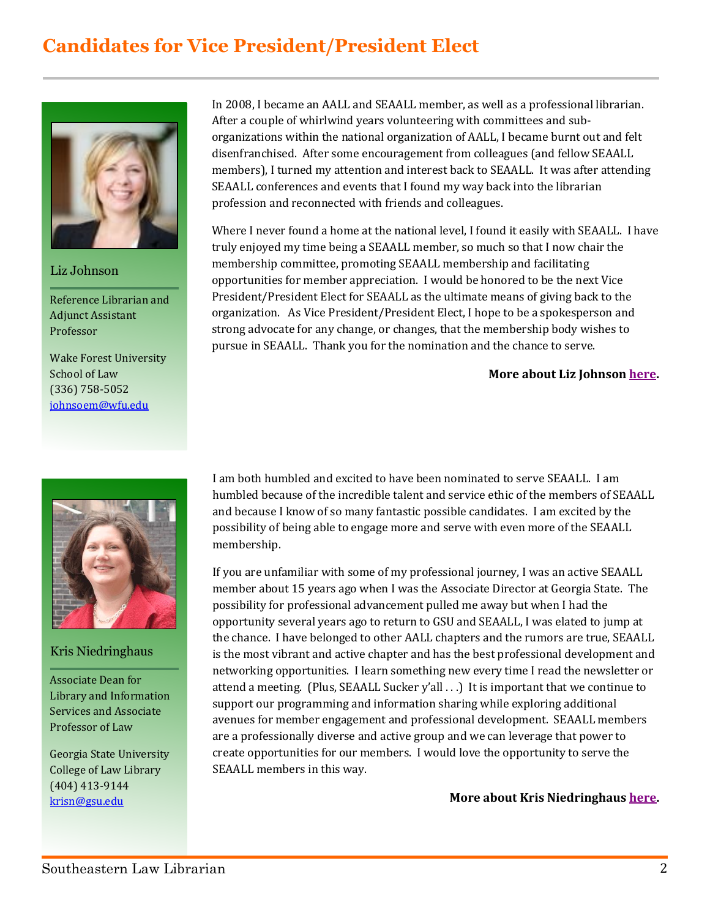# Candidates for Vice President/President Elect

Liz Johnson

Reference Librarian and Adjunct Assistant Professor

Wake Forest University School of Law
(336) 758-5052
johnsoem@wfu.edu

In 2008, I became an AALL and SEAALL member, as well as a professional librarian. After a couple of whirlwind years volunteering with committees and sub-organizations within the national organization of AALL, I became burnt out and felt disenfranchised. After some encouragement from colleagues (and fellow SEAALL members), I turned my attention and interest back to SEAALL. It was after attending SEAALL conferences and events that I found my way back into the librarian profession and reconnected with friends and colleagues.

Where I never found a home at the national level, I found it easily with SEAALL. I have truly enjoyed my time being a SEAALL member, so much so that I now chair the membership committee, promoting SEAALL membership and facilitating opportunities for member appreciation. I would be honored to be the next Vice President/President Elect for SEAALL as the ultimate means of giving back to the organization. As Vice President/President Elect, I hope to be a spokesperson and strong advocate for any change, or changes, that the membership body wishes to pursue in SEAALL. Thank you for the nomination and the chance to serve.

**More about Liz Johnson here.**

Kris Niedringhaus

Associate Dean for Library and Information Services and Associate Professor of Law

Georgia State University College of Law Library
(404) 413-9144
krisn@gsu.edu

I am both humbled and excited to have been nominated to serve SEAALL. I am humbled because of the incredible talent and service ethic of the members of SEAALL and because I know of so many fantastic possible candidates. I am excited by the possibility of being able to engage more and serve with even more of the SEAALL membership.

If you are unfamiliar with some of my professional journey, I was an active SEAALL member about 15 years ago when I was the Associate Director at Georgia State. The possibility for professional advancement pulled me away but when I had the opportunity several years ago to return to GSU and SEAALL, I was elated to jump at the chance. I have belonged to other AALL chapters and the rumors are true, SEAALL is the most vibrant and active chapter and has the best professional development and networking opportunities. I learn something new every time I read the newsletter or attend a meeting. (Plus, SEAALL Sucker y'all . . .) It is important that we continue to support our programming and information sharing while exploring additional avenues for member engagement and professional development. SEAALL members are a professionally diverse and active group and we can leverage that power to create opportunities for our members. I would love the opportunity to serve the SEAALL members in this way.

**More about Kris Niedringhaus here.**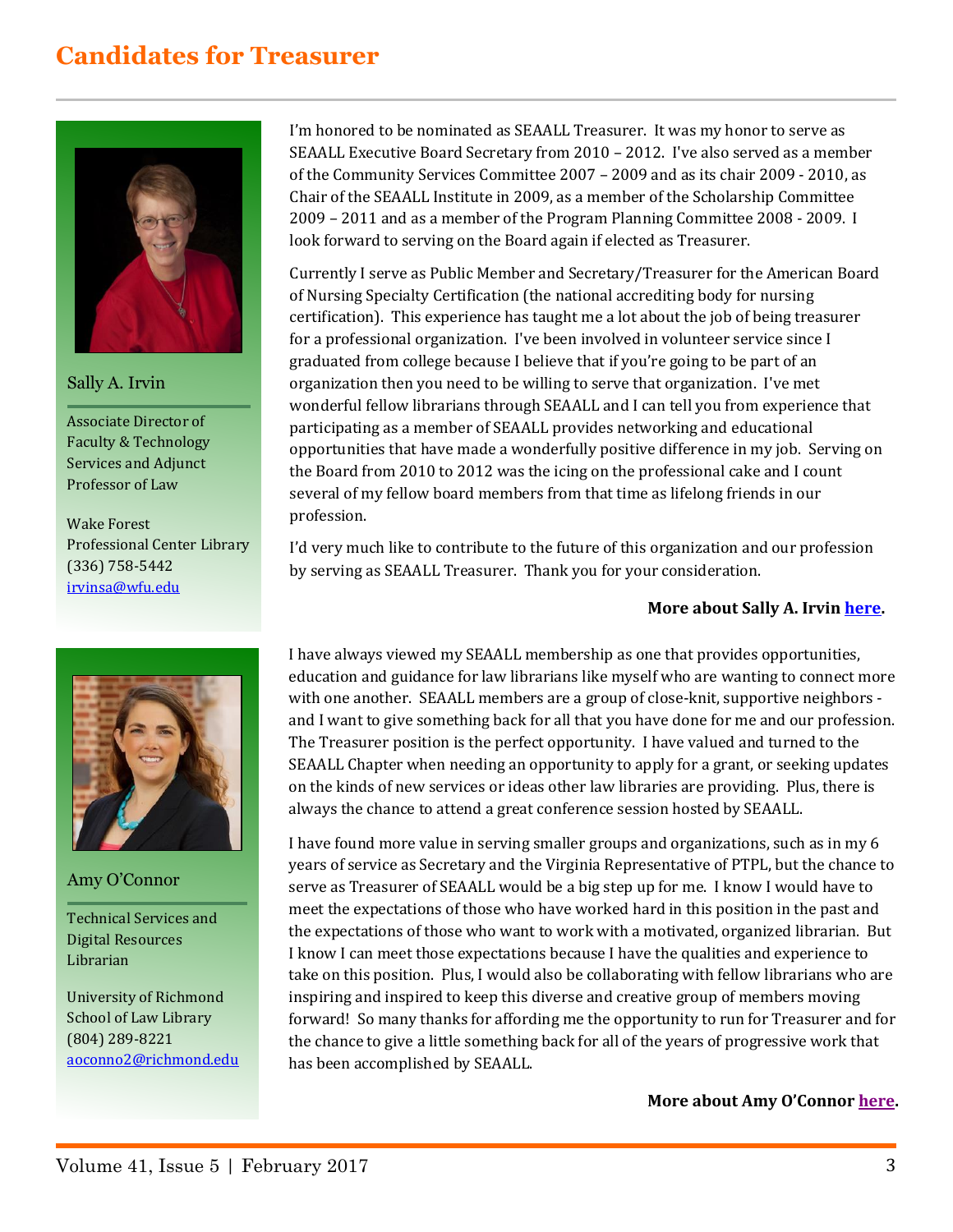# Candidates for Treasurer

**Sally A. Irvin**

Associate Director of Faculty & Technology Services and Adjunct Professor of Law

Wake Forest Professional Center Library
(336) 758-5442
irvinsa@wfu.edu

I'm honored to be nominated as SEAALL Treasurer. It was my honor to serve as SEAALL Executive Board Secretary from 2010 – 2012. I've also served as a member of the Community Services Committee 2007 – 2009 and as its chair 2009 - 2010, as Chair of the SEAALL Institute in 2009, as a member of the Scholarship Committee 2009 – 2011 and as a member of the Program Planning Committee 2008 - 2009. I look forward to serving on the Board again if elected as Treasurer.

Currently I serve as Public Member and Secretary/Treasurer for the American Board of Nursing Specialty Certification (the national accrediting body for nursing certification). This experience has taught me a lot about the job of being treasurer for a professional organization. I've been involved in volunteer service since I graduated from college because I believe that if you're going to be part of an organization then you need to be willing to serve that organization. I've met wonderful fellow librarians through SEAALL and I can tell you from experience that participating as a member of SEAALL provides networking and educational opportunities that have made a wonderfully positive difference in my job. Serving on the Board from 2010 to 2012 was the icing on the professional cake and I count several of my fellow board members from that time as lifelong friends in our profession.

I'd very much like to contribute to the future of this organization and our profession by serving as SEAALL Treasurer. Thank you for your consideration.

**More about Sally A. Irvin here.**

**Amy O'Connor**

Technical Services and Digital Resources Librarian

University of Richmond School of Law Library
(804) 289-8221
aoconno2@richmond.edu

I have always viewed my SEAALL membership as one that provides opportunities, education and guidance for law librarians like myself who are wanting to connect more with one another. SEAALL members are a group of close-knit, supportive neighbors - and I want to give something back for all that you have done for me and our profession. The Treasurer position is the perfect opportunity. I have valued and turned to the SEAALL Chapter when needing an opportunity to apply for a grant, or seeking updates on the kinds of new services or ideas other law libraries are providing. Plus, there is always the chance to attend a great conference session hosted by SEAALL.

I have found more value in serving smaller groups and organizations, such as in my 6 years of service as Secretary and the Virginia Representative of PTPL, but the chance to serve as Treasurer of SEAALL would be a big step up for me. I know I would have to meet the expectations of those who have worked hard in this position in the past and the expectations of those who want to work with a motivated, organized librarian. But I know I can meet those expectations because I have the qualities and experience to take on this position. Plus, I would also be collaborating with fellow librarians who are inspiring and inspired to keep this diverse and creative group of members moving forward! So many thanks for affording me the opportunity to run for Treasurer and for the chance to give a little something back for all of the years of progressive work that has been accomplished by SEAALL.

**More about Amy O'Connor here.**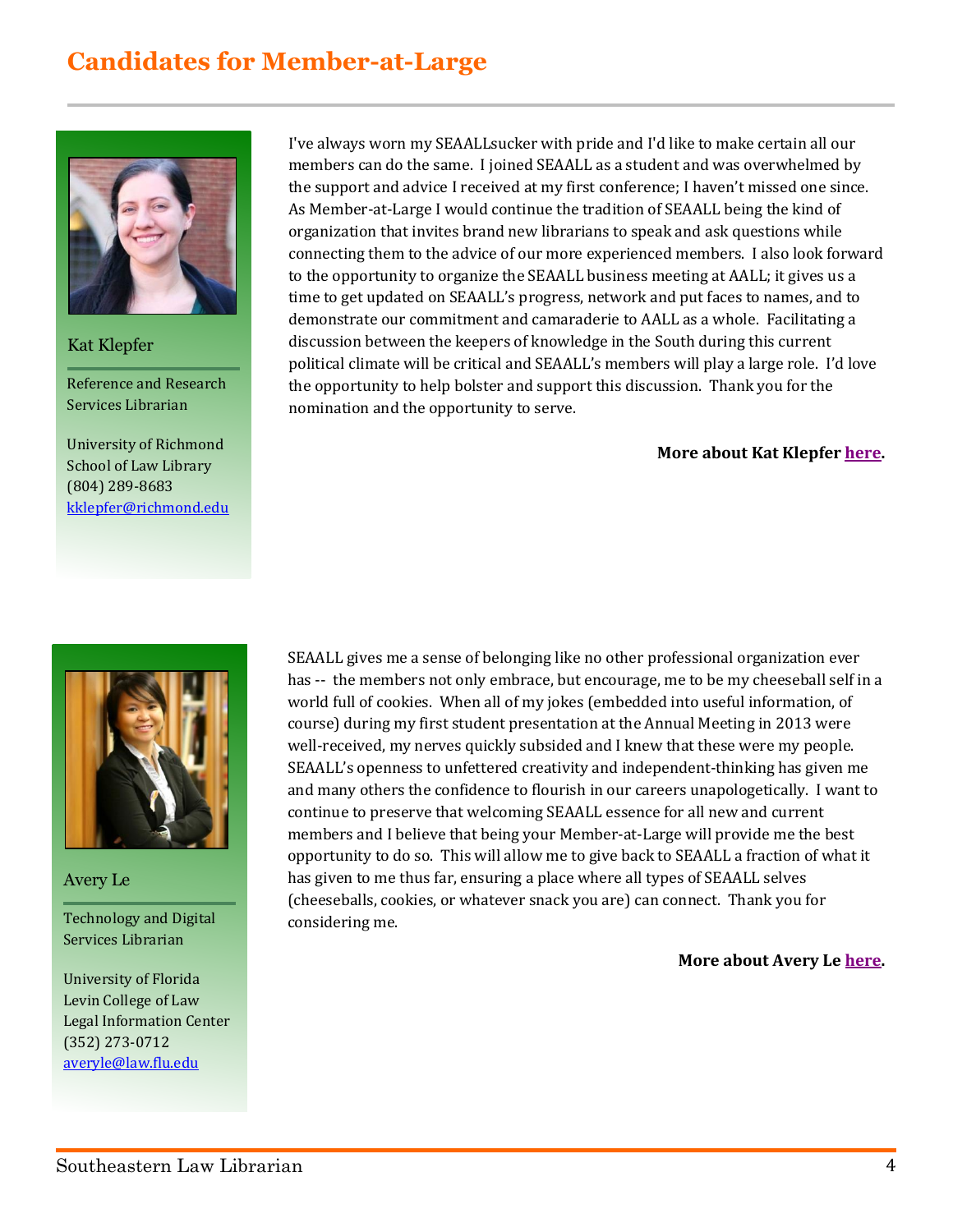# Candidates for Member-at-Large

Kat Klepfer

Reference and Research Services Librarian

University of Richmond School of Law Library
(804) 289-8683
kklepfer@richmond.edu

I've always worn my SEAALLsucker with pride and I'd like to make certain all our members can do the same. I joined SEAALL as a student and was overwhelmed by the support and advice I received at my first conference; I haven't missed one since. As Member-at-Large I would continue the tradition of SEAALL being the kind of organization that invites brand new librarians to speak and ask questions while connecting them to the advice of our more experienced members. I also look forward to the opportunity to organize the SEAALL business meeting at AALL; it gives us a time to get updated on SEAALL's progress, network and put faces to names, and to demonstrate our commitment and camaraderie to AALL as a whole. Facilitating a discussion between the keepers of knowledge in the South during this current political climate will be critical and SEAALL's members will play a large role. I'd love the opportunity to help bolster and support this discussion. Thank you for the nomination and the opportunity to serve.

**More about Kat Klepfer here.**

Avery Le

Technology and Digital Services Librarian

University of Florida Levin College of Law Legal Information Center
(352) 273-0712
averyle@law.flu.edu

SEAALL gives me a sense of belonging like no other professional organization ever has -- the members not only embrace, but encourage, me to be my cheeseball self in a world full of cookies. When all of my jokes (embedded into useful information, of course) during my first student presentation at the Annual Meeting in 2013 were well-received, my nerves quickly subsided and I knew that these were my people. SEAALL's openness to unfettered creativity and independent-thinking has given me and many others the confidence to flourish in our careers unapologetically. I want to continue to preserve that welcoming SEAALL essence for all new and current members and I believe that being your Member-at-Large will provide me the best opportunity to do so. This will allow me to give back to SEAALL a fraction of what it has given to me thus far, ensuring a place where all types of SEAALL selves (cheeseballs, cookies, or whatever snack you are) can connect. Thank you for considering me.

**More about Avery Le here.**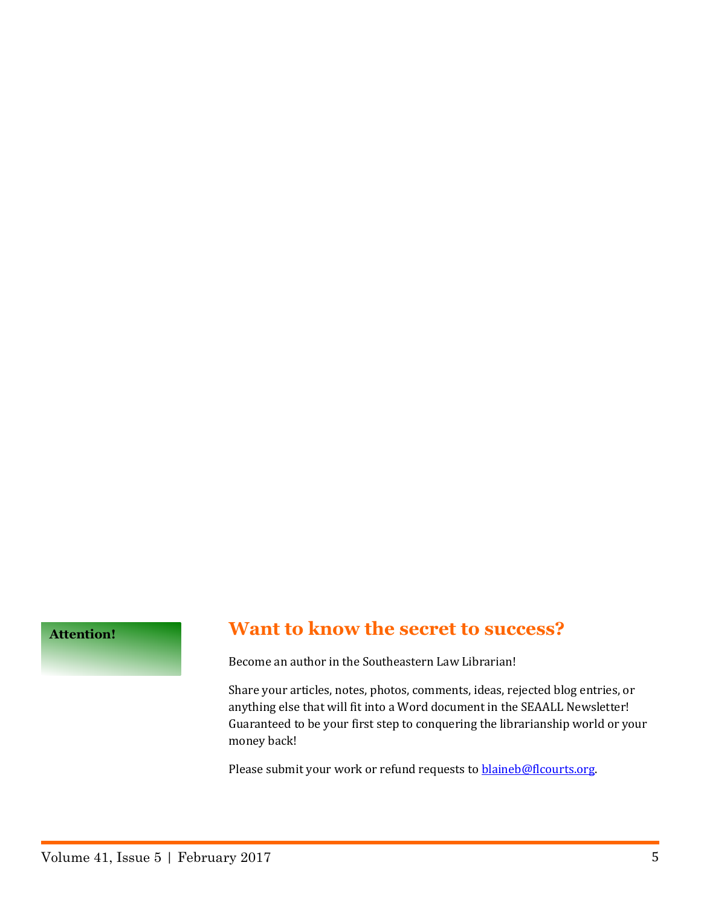**Attention!**

## Want to know the secret to success?

Become an author in the Southeastern Law Librarian!

Share your articles, notes, photos, comments, ideas, rejected blog entries, or anything else that will fit into a Word document in the SEAALL Newsletter! Guaranteed to be your first step to conquering the librarianship world or your money back!

Please submit your work or refund requests to [blaineb@flcourts.org](mailto:blaineb@flcourts.org).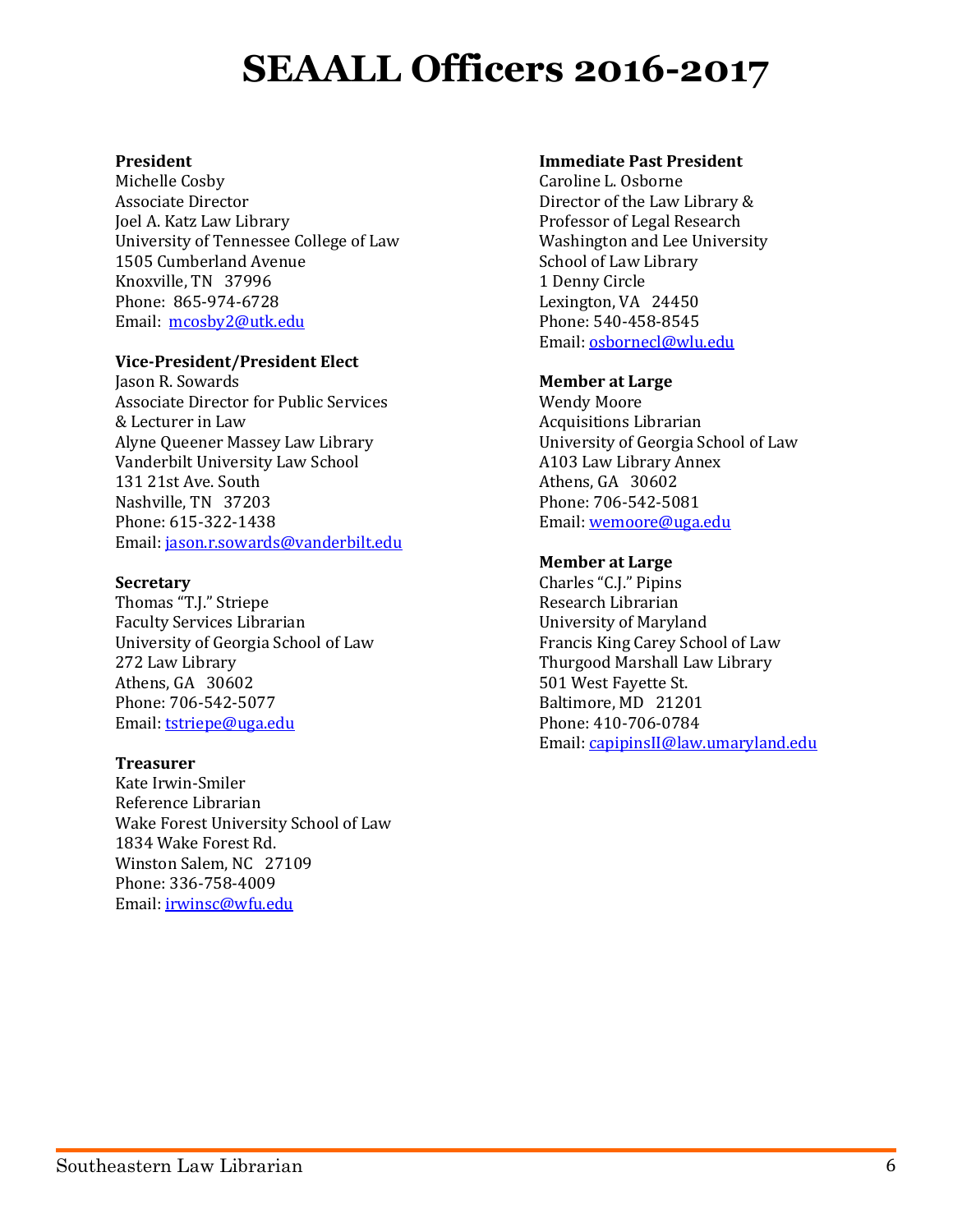# SEAALL Officers 2016-2017

**President**
Michelle Cosby
Associate Director
Joel A. Katz Law Library
University of Tennessee College of Law
1505 Cumberland Avenue
Knoxville, TN 37996
Phone: 865-974-6728
Email: mcosby2@utk.edu

**Vice-President/President Elect**
Jason R. Sowards
Associate Director for Public Services
& Lecturer in Law
Alyne Queener Massey Law Library
Vanderbilt University Law School
131 21st Ave. South
Nashville, TN 37203
Phone: 615-322-1438
Email: jason.r.sowards@vanderbilt.edu

**Secretary**
Thomas "T.J." Striepe
Faculty Services Librarian
University of Georgia School of Law
272 Law Library
Athens, GA 30602
Phone: 706-542-5077
Email: tstriepe@uga.edu

**Treasurer**
Kate Irwin-Smiler
Reference Librarian
Wake Forest University School of Law
1834 Wake Forest Rd.
Winston Salem, NC 27109
Phone: 336-758-4009
Email: irwinsc@wfu.edu

**Immediate Past President**
Caroline L. Osborne
Director of the Law Library &
Professor of Legal Research
Washington and Lee University
School of Law Library
1 Denny Circle
Lexington, VA 24450
Phone: 540-458-8545
Email: osbornecl@wlu.edu

**Member at Large**
Wendy Moore
Acquisitions Librarian
University of Georgia School of Law
A103 Law Library Annex
Athens, GA 30602
Phone: 706-542-5081
Email: wemoore@uga.edu

**Member at Large**
Charles "C.J." Pipins
Research Librarian
University of Maryland
Francis King Carey School of Law
Thurgood Marshall Law Library
501 West Fayette St.
Baltimore, MD 21201
Phone: 410-706-0784
Email: capipinsII@law.umaryland.edu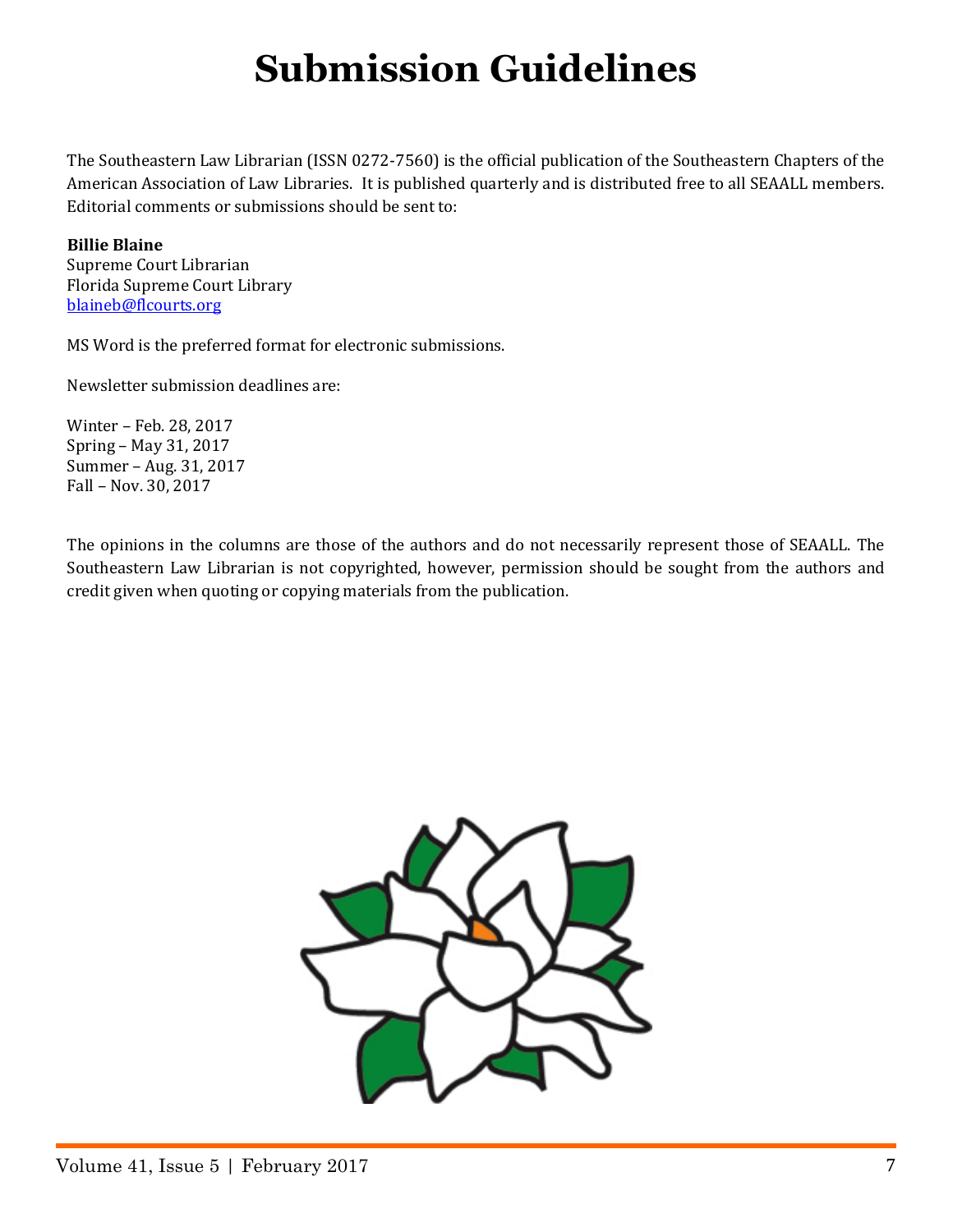# Submission Guidelines

The Southeastern Law Librarian (ISSN 0272-7560) is the official publication of the Southeastern Chapters of the American Association of Law Libraries. It is published quarterly and is distributed free to all SEAALL members. Editorial comments or submissions should be sent to:

**Billie Blaine**
Supreme Court Librarian
Florida Supreme Court Library
blaineb@flcourts.org

MS Word is the preferred format for electronic submissions.

Newsletter submission deadlines are:

Winter – Feb. 28, 2017
Spring – May 31, 2017
Summer – Aug. 31, 2017
Fall – Nov. 30, 2017

The opinions in the columns are those of the authors and do not necessarily represent those of SEAALL. The Southeastern Law Librarian is not copyrighted, however, permission should be sought from the authors and credit given when quoting or copying materials from the publication.